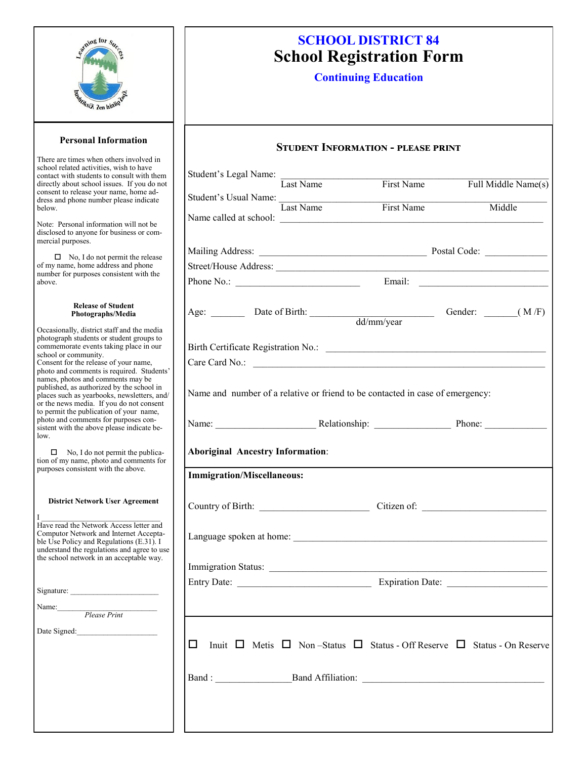# SCHOOL DISTRICT 84

# School Registration Form

## Continuing Education

### Personal Information

There are times when others involved in school related activities, wish to have contact with students to consult with them directly about school issues. If you do not consent to release your name, home address and phone number please indicate below.

Note: Personal information will not be disclosed to anyone for business or commercial purposes.

☐ No, I do not permit the release of my name, home address and phone number for purposes consistent with the above.

#### Release of Student Photographs/Media

Occasionally, district staff and the media photograph students or student groups to commemorate events taking place in our school or community.

Consent for the release of your name, photo and comments is required. Students' names, photos and comments may be published, as authorized by the school in places such as yearbooks, newsletters, and/or the news media. If you do not consent to permit the publication of your name, photo and comments for purposes consistent with the above please indicate below.

☐ No, I do not permit the publication of my name, photo and comments for purposes consistent with the above.

#### District Network User Agreement

I ______________________________
Have read the Network Access letter and Computer Network and Internet Acceptable Use Policy and Regulations (E.31). I understand the regulations and agree to use the school network in an acceptable way.

Signature: ______________________

Name: ______________________
*Please Print*

Date Signed: ______________________

### STUDENT INFORMATION - PLEASE PRINT

Student's Legal Name: ______________________________________________
Last Name — First Name — Full Middle Name(s)

Student's Usual Name: ______________________________________________
Last Name — First Name — Middle

Name called at school: ______________________________________________

Mailing Address: ______________________ Postal Code: ____________

Street/House Address: ______________________________________________

Phone No.: ______________________ Email: ______________________

Age: ______ Date of Birth: ______________________ Gender: ______ ( M /F)
dd/mm/year

Birth Certificate Registration No.: ______________________________________

Care Card No.: ______________________________________________

Name and number of a relative or friend to be contacted in case of emergency:

Name: __________________ Relationship: ______________ Phone: ____________

**Aboriginal Ancestry Information**:

☐ Inuit ☐ Metis ☐ Non –Status ☐ Status - Off Reserve ☐ Status - On Reserve

Band : ______________ Band Affiliation: ______________________________

**Immigration/Miscellaneous:**

Country of Birth: ____________________ Citizen of: ______________________

Language spoken at home: ______________________________________________

Immigration Status: ______________________________________________

Entry Date: ______________________ Expiration Date: ____________________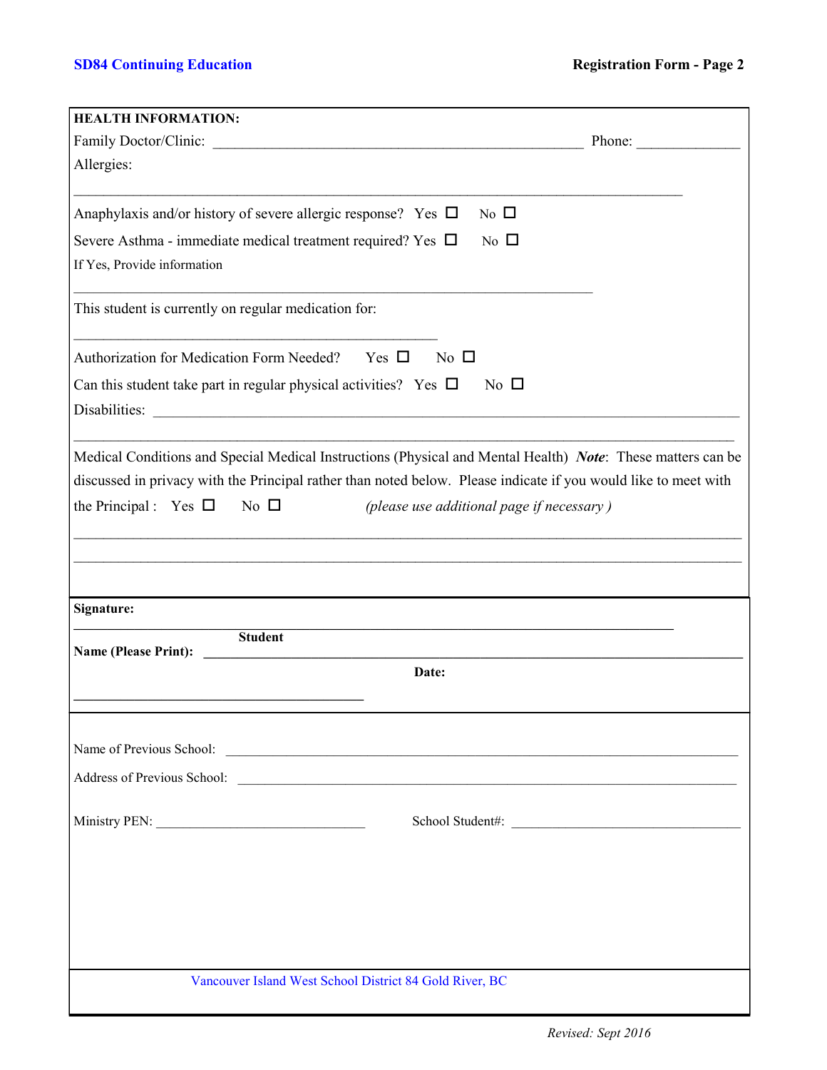**HEALTH INFORMATION:**

Family Doctor/Clinic: ____________________________________________________ Phone: ______________

Allergies:

_____________________________________________________________________________________

Anaphylaxis and/or history of severe allergic response? Yes ☐ No ☐

Severe Asthma - immediate medical treatment required? Yes ☐ No ☐

If Yes, Provide information

_____________________________________________________________________________

This student is currently on regular medication for:

_____________________________________________________

Authorization for Medication Form Needed? Yes ☐ No ☐

Can this student take part in regular physical activities? Yes ☐ No ☐

Disabilities: _____________________________________________________________________________________

_______________________________________________________________________________________________

Medical Conditions and Special Medical Instructions (Physical and Mental Health) ***Note***: These matters can be discussed in privacy with the Principal rather than noted below. Please indicate if you would like to meet with the Principal : Yes ☐ No ☐ *(please use additional page if necessary )*

_______________________________________________________________________________________________

_______________________________________________________________________________________________

**Signature:**

_________________________________________________________________________________________

**Student**

**Name (Please Print):** _________________________________________________________________________

**Date:**

___________________________________________

Name of Previous School: ___________________________________________________________________________

Address of Previous School: _________________________________________________________________________

Ministry PEN: _______________________________ School Student#: __________________________________

Vancouver Island West School District 84 Gold River, BC

*Revised: Sept 2016*